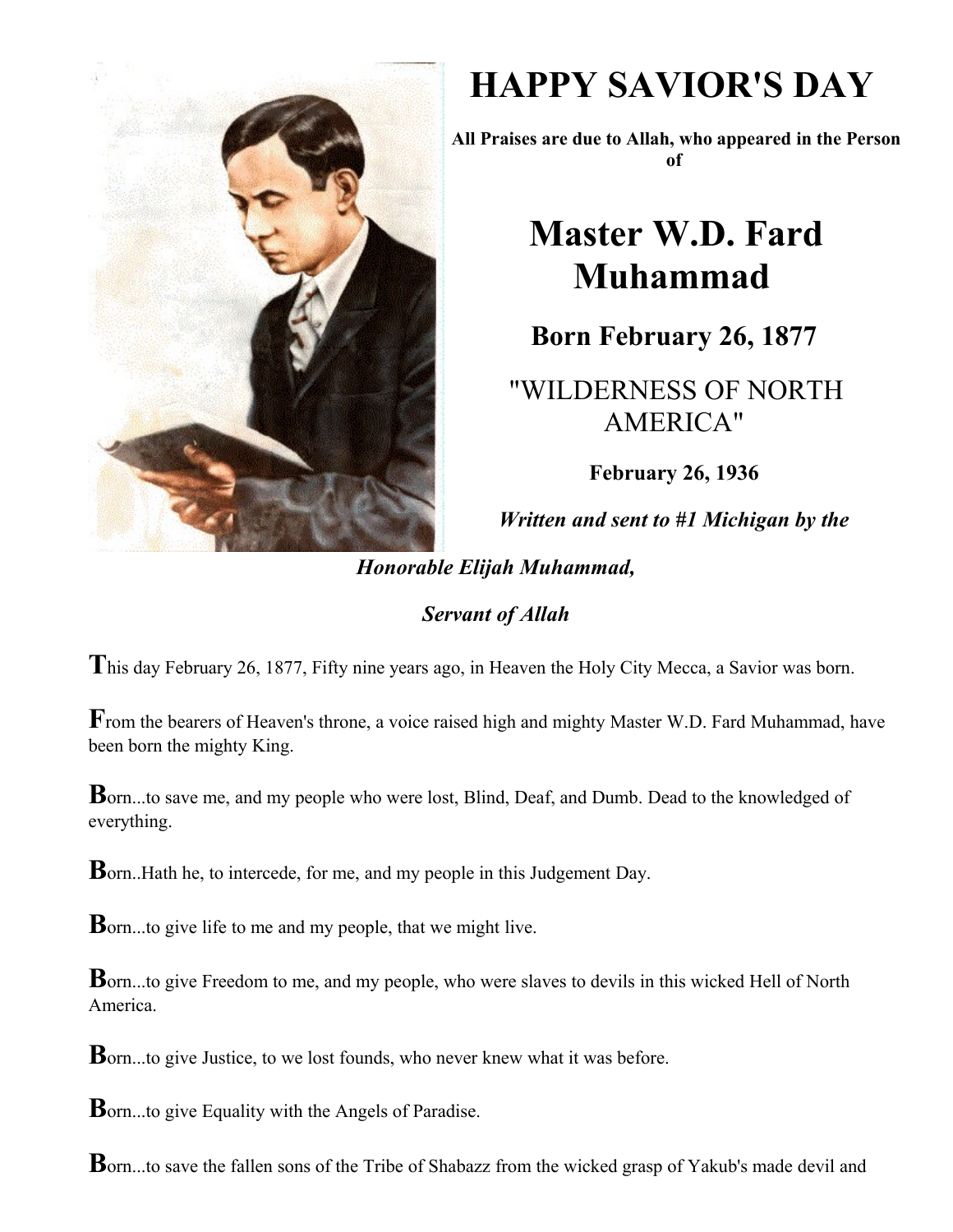# HAPPY SAVIOR'S DAY

**All Praises are due to Allah, who appeared in the Person of**

# Master W.D. Fard Muhammad

## Born February 26, 1877

## "WILDERNESS OF NORTH AMERICA"

**February 26, 1936**

***Written and sent to #1 Michigan by the***

***Honorable Elijah Muhammad,***

***Servant of Allah***

**T**his day February 26, 1877, Fifty nine years ago, in Heaven the Holy City Mecca, a Savior was born.

**F**rom the bearers of Heaven's throne, a voice raised high and mighty Master W.D. Fard Muhammad, have been born the mighty King.

**B**orn...to save me, and my people who were lost, Blind, Deaf, and Dumb. Dead to the knowledged of everything.

**B**orn..Hath he, to intercede, for me, and my people in this Judgement Day.

**B**orn...to give life to me and my people, that we might live.

**B**orn...to give Freedom to me, and my people, who were slaves to devils in this wicked Hell of North America.

**B**orn...to give Justice, to we lost founds, who never knew what it was before.

**B**orn...to give Equality with the Angels of Paradise.

**B**orn...to save the fallen sons of the Tribe of Shabazz from the wicked grasp of Yakub's made devil and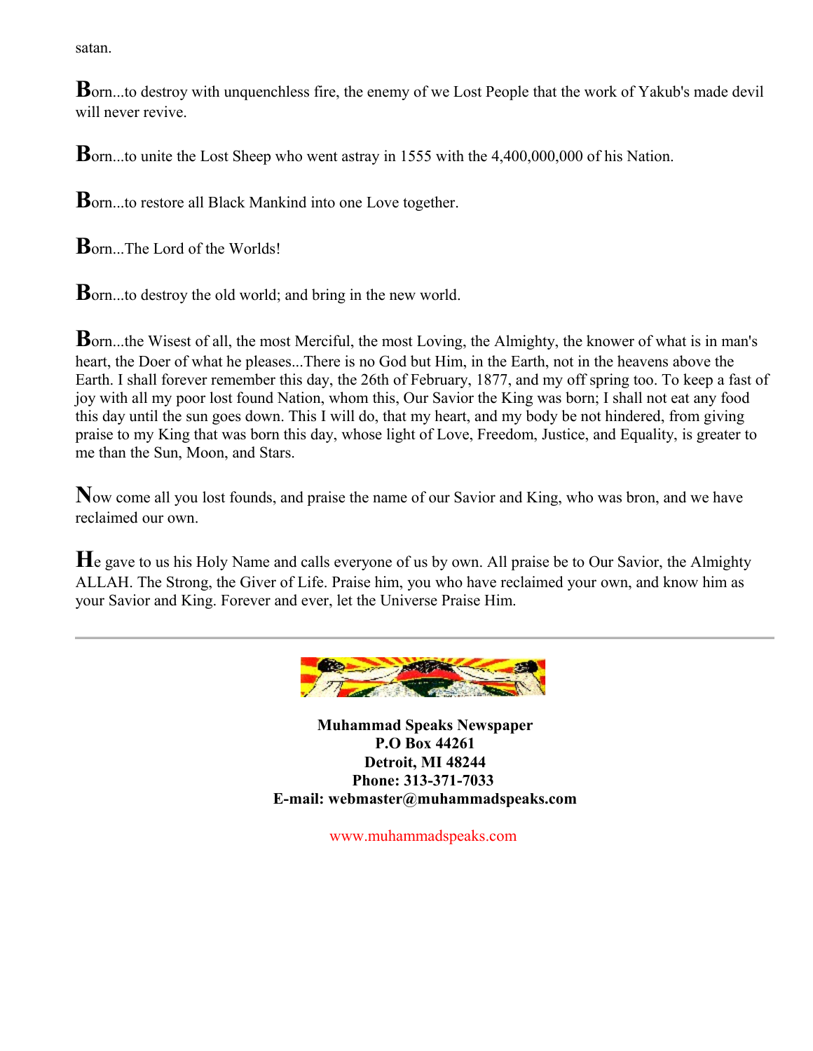satan.

**B**orn...to destroy with unquenchless fire, the enemy of we Lost People that the work of Yakub's made devil will never revive.

**B**orn...to unite the Lost Sheep who went astray in 1555 with the 4,400,000,000 of his Nation.

**B**orn...to restore all Black Mankind into one Love together.

**B**orn...The Lord of the Worlds!

**B**orn...to destroy the old world; and bring in the new world.

**B**orn...the Wisest of all, the most Merciful, the most Loving, the Almighty, the knower of what is in man's heart, the Doer of what he pleases...There is no God but Him, in the Earth, not in the heavens above the Earth. I shall forever remember this day, the 26th of February, 1877, and my off spring too. To keep a fast of joy with all my poor lost found Nation, whom this, Our Savior the King was born; I shall not eat any food this day until the sun goes down. This I will do, that my heart, and my body be not hindered, from giving praise to my King that was born this day, whose light of Love, Freedom, Justice, and Equality, is greater to me than the Sun, Moon, and Stars.

**N**ow come all you lost founds, and praise the name of our Savior and King, who was bron, and we have reclaimed our own.

**H**e gave to us his Holy Name and calls everyone of us by own. All praise be to Our Savior, the Almighty ALLAH. The Strong, the Giver of Life. Praise him, you who have reclaimed your own, and know him as your Savior and King. Forever and ever, let the Universe Praise Him.

---

**Muhammad Speaks Newspaper**
**P.O Box 44261**
**Detroit, MI 48244**
**Phone: 313-371-7033**
**E-mail: webmaster@muhammadspeaks.com**

www.muhammadspeaks.com